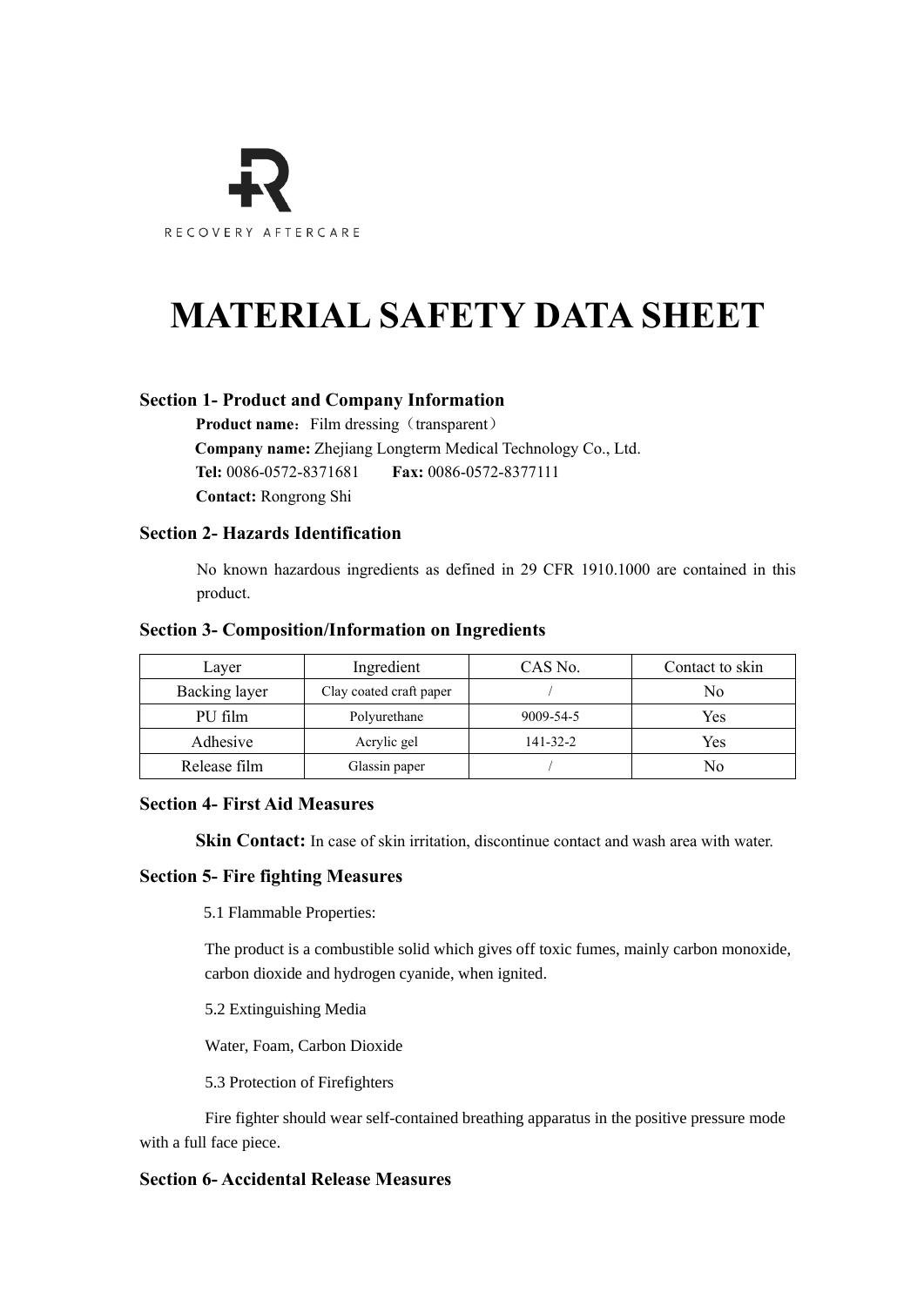RECOVERY AFTERCARE

# MATERIAL SAFETY DATA SHEET

## Section 1- Product and Company Information

**Product name**：Film dressing（transparent）

**Company name:** Zhejiang Longterm Medical Technology Co., Ltd.

**Tel:** 0086-0572-8371681 **Fax:** 0086-0572-8377111

**Contact:** Rongrong Shi

## Section 2- Hazards Identification

No known hazardous ingredients as defined in 29 CFR 1910.1000 are contained in this product.

## Section 3- Composition/Information on Ingredients

| Layer | Ingredient | CAS No. | Contact to skin |
|---|---|---|---|
| Backing layer | Clay coated craft paper | / | No |
| PU film | Polyurethane | 9009-54-5 | Yes |
| Adhesive | Acrylic gel | 141-32-2 | Yes |
| Release film | Glassin paper | / | No |

## Section 4- First Aid Measures

**Skin Contact:** In case of skin irritation, discontinue contact and wash area with water.

## Section 5- Fire fighting Measures

5.1 Flammable Properties:

The product is a combustible solid which gives off toxic fumes, mainly carbon monoxide, carbon dioxide and hydrogen cyanide, when ignited.

5.2 Extinguishing Media

Water, Foam, Carbon Dioxide

5.3 Protection of Firefighters

Fire fighter should wear self-contained breathing apparatus in the positive pressure mode with a full face piece.

## Section 6- Accidental Release Measures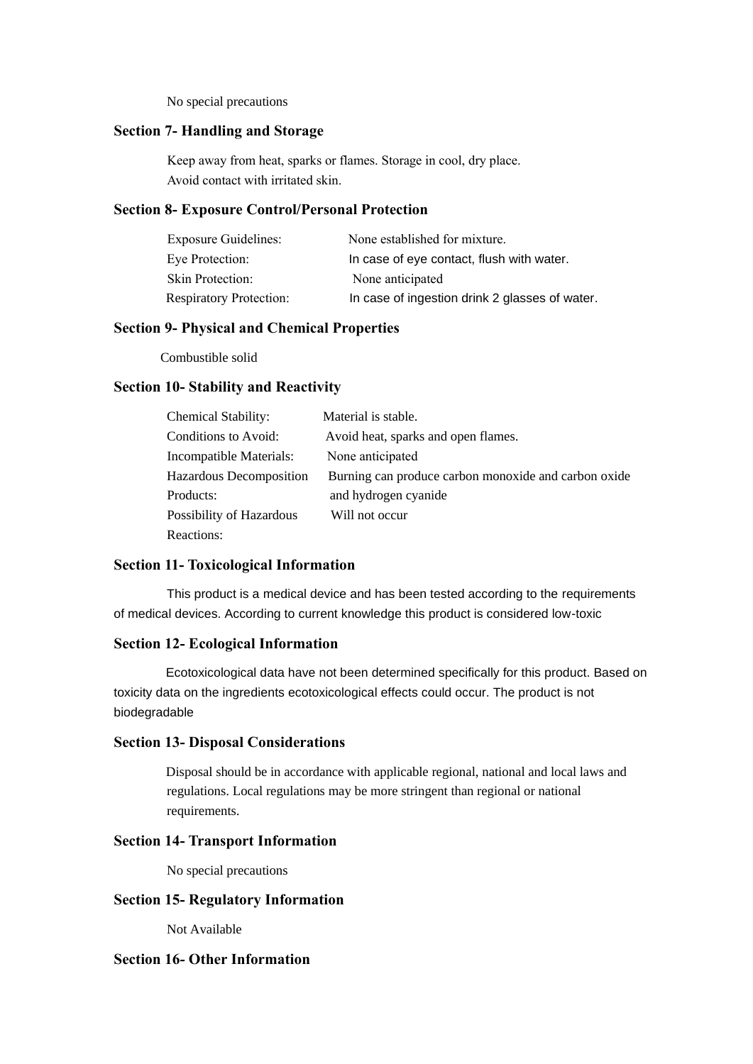No special precautions

## Section 7- Handling and Storage

Keep away from heat, sparks or flames. Storage in cool, dry place.
Avoid contact with irritated skin.

## Section 8- Exposure Control/Personal Protection

| | |
|---|---|
| Exposure Guidelines: | None established for mixture. |
| Eye Protection: | In case of eye contact, flush with water. |
| Skin Protection: | None anticipated |
| Respiratory Protection: | In case of ingestion drink 2 glasses of water. |

## Section 9- Physical and Chemical Properties

Combustible solid

## Section 10- Stability and Reactivity

| | |
|---|---|
| Chemical Stability: | Material is stable. |
| Conditions to Avoid: | Avoid heat, sparks and open flames. |
| Incompatible Materials: | None anticipated |
| Hazardous Decomposition Products: | Burning can produce carbon monoxide and carbon oxide and hydrogen cyanide |
| Possibility of Hazardous Reactions: | Will not occur |

## Section 11- Toxicological Information

This product is a medical device and has been tested according to the requirements of medical devices. According to current knowledge this product is considered low-toxic

## Section 12- Ecological Information

Ecotoxicological data have not been determined specifically for this product. Based on toxicity data on the ingredients ecotoxicological effects could occur. The product is not biodegradable

## Section 13- Disposal Considerations

Disposal should be in accordance with applicable regional, national and local laws and regulations. Local regulations may be more stringent than regional or national requirements.

## Section 14- Transport Information

No special precautions

## Section 15- Regulatory Information

Not Available

## Section 16- Other Information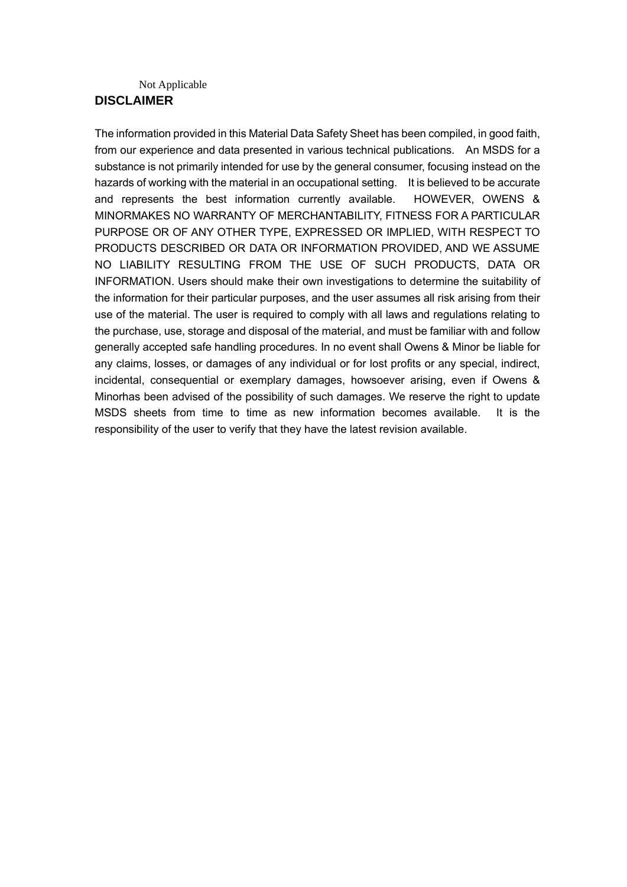Not Applicable

## DISCLAIMER

The information provided in this Material Data Safety Sheet has been compiled, in good faith, from our experience and data presented in various technical publications. An MSDS for a substance is not primarily intended for use by the general consumer, focusing instead on the hazards of working with the material in an occupational setting. It is believed to be accurate and represents the best information currently available. HOWEVER, OWENS & MINORMAKES NO WARRANTY OF MERCHANTABILITY, FITNESS FOR A PARTICULAR PURPOSE OR OF ANY OTHER TYPE, EXPRESSED OR IMPLIED, WITH RESPECT TO PRODUCTS DESCRIBED OR DATA OR INFORMATION PROVIDED, AND WE ASSUME NO LIABILITY RESULTING FROM THE USE OF SUCH PRODUCTS, DATA OR INFORMATION. Users should make their own investigations to determine the suitability of the information for their particular purposes, and the user assumes all risk arising from their use of the material. The user is required to comply with all laws and regulations relating to the purchase, use, storage and disposal of the material, and must be familiar with and follow generally accepted safe handling procedures. In no event shall Owens & Minor be liable for any claims, losses, or damages of any individual or for lost profits or any special, indirect, incidental, consequential or exemplary damages, howsoever arising, even if Owens & Minorhas been advised of the possibility of such damages. We reserve the right to update MSDS sheets from time to time as new information becomes available. It is the responsibility of the user to verify that they have the latest revision available.